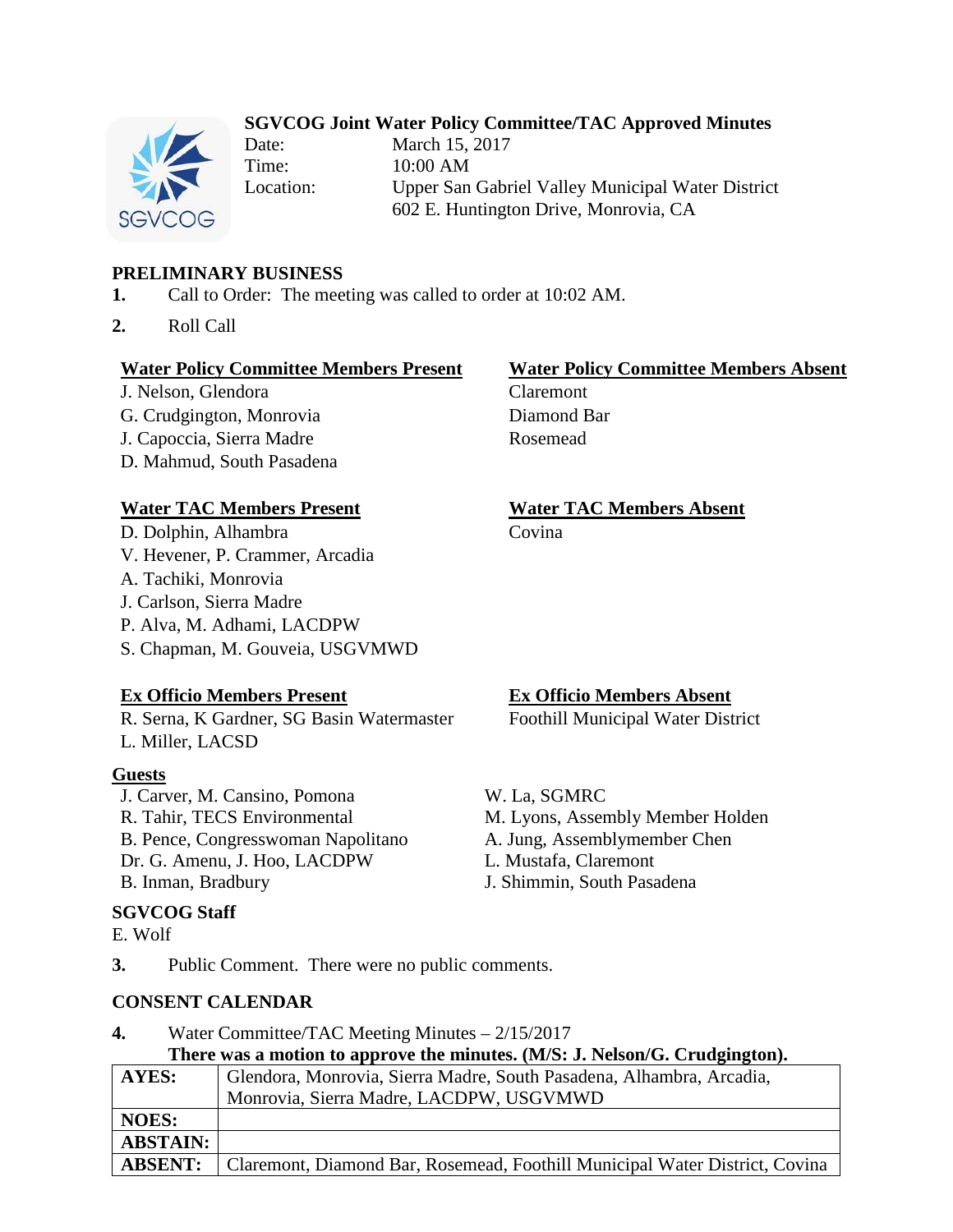# SGVCOG Joint Water Policy Committee/TAC Approved Minutes

Date: March 15, 2017
Time: 10:00 AM
Location: Upper San Gabriel Valley Municipal Water District
602 E. Huntington Drive, Monrovia, CA

## PRELIMINARY BUSINESS

1. Call to Order: The meeting was called to order at 10:02 AM.

2. Roll Call

**Water Policy Committee Members Present**
J. Nelson, Glendora
G. Crudgington, Monrovia
J. Capoccia, Sierra Madre
D. Mahmud, South Pasadena

**Water Policy Committee Members Absent**
Claremont
Diamond Bar
Rosemead

**Water TAC Members Present**
D. Dolphin, Alhambra
V. Hevener, P. Crammer, Arcadia
A. Tachiki, Monrovia
J. Carlson, Sierra Madre
P. Alva, M. Adhami, LACDPW
S. Chapman, M. Gouveia, USGVMWD

**Water TAC Members Absent**
Covina

**Ex Officio Members Present**
R. Serna, K Gardner, SG Basin Watermaster
L. Miller, LACSD

**Ex Officio Members Absent**
Foothill Municipal Water District

**Guests**
J. Carver, M. Cansino, Pomona
R. Tahir, TECS Environmental
B. Pence, Congresswoman Napolitano
Dr. G. Amenu, J. Hoo, LACDPW
B. Inman, Bradbury
W. La, SGMRC
M. Lyons, Assembly Member Holden
A. Jung, Assemblymember Chen
L. Mustafa, Claremont
J. Shimmin, South Pasadena

**SGVCOG Staff**
E. Wolf

3. Public Comment. There were no public comments.

## CONSENT CALENDAR

4. Water Committee/TAC Meeting Minutes – 2/15/2017
**There was a motion to approve the minutes. (M/S: J. Nelson/G. Crudgington).**

| | |
|---|---|
| **AYES:** | Glendora, Monrovia, Sierra Madre, South Pasadena, Alhambra, Arcadia, Monrovia, Sierra Madre, LACDPW, USGVMWD |
| **NOES:** | |
| **ABSTAIN:** | |
| **ABSENT:** | Claremont, Diamond Bar, Rosemead, Foothill Municipal Water District, Covina |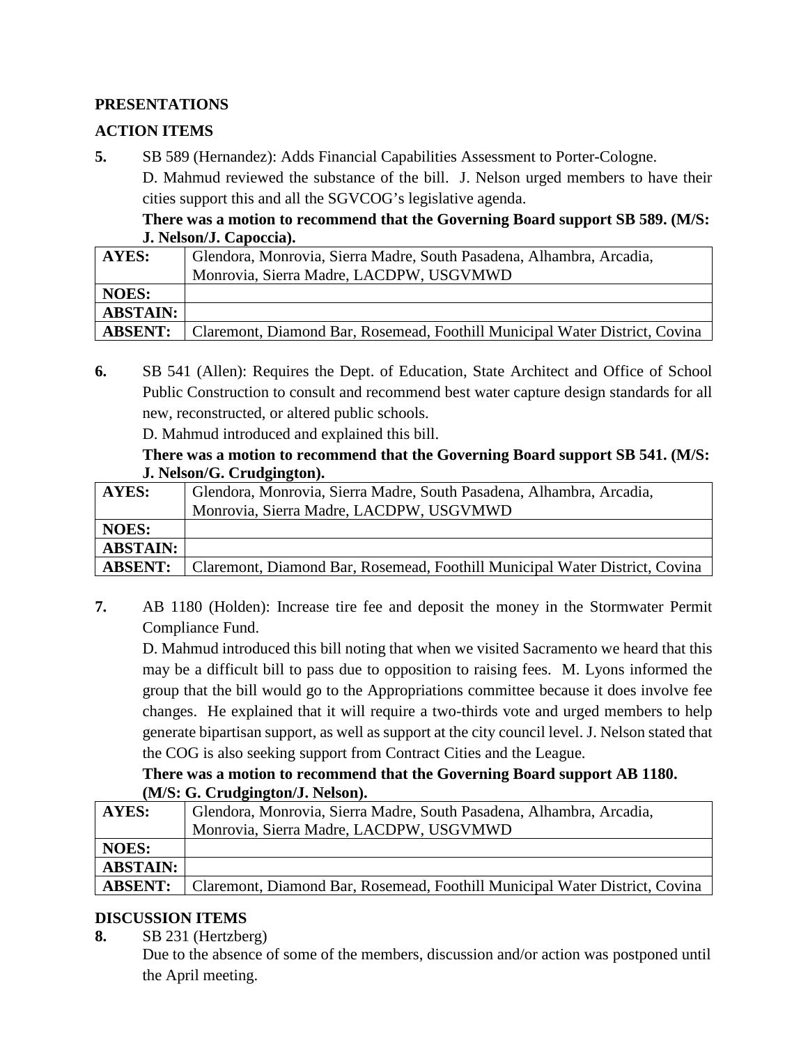**PRESENTATIONS**

**ACTION ITEMS**

**5.** SB 589 (Hernandez): Adds Financial Capabilities Assessment to Porter-Cologne.

D. Mahmud reviewed the substance of the bill. J. Nelson urged members to have their cities support this and all the SGVCOG's legislative agenda.

**There was a motion to recommend that the Governing Board support SB 589. (M/S: J. Nelson/J. Capoccia).**

| **AYES:** | Glendora, Monrovia, Sierra Madre, South Pasadena, Alhambra, Arcadia, Monrovia, Sierra Madre, LACDPW, USGVMWD |
|---|---|
| **NOES:** | |
| **ABSTAIN:** | |
| **ABSENT:** | Claremont, Diamond Bar, Rosemead, Foothill Municipal Water District, Covina |

**6.** SB 541 (Allen): Requires the Dept. of Education, State Architect and Office of School Public Construction to consult and recommend best water capture design standards for all new, reconstructed, or altered public schools.

D. Mahmud introduced and explained this bill.

**There was a motion to recommend that the Governing Board support SB 541. (M/S: J. Nelson/G. Crudgington).**

| **AYES:** | Glendora, Monrovia, Sierra Madre, South Pasadena, Alhambra, Arcadia, Monrovia, Sierra Madre, LACDPW, USGVMWD |
|---|---|
| **NOES:** | |
| **ABSTAIN:** | |
| **ABSENT:** | Claremont, Diamond Bar, Rosemead, Foothill Municipal Water District, Covina |

**7.** AB 1180 (Holden): Increase tire fee and deposit the money in the Stormwater Permit Compliance Fund.

D. Mahmud introduced this bill noting that when we visited Sacramento we heard that this may be a difficult bill to pass due to opposition to raising fees. M. Lyons informed the group that the bill would go to the Appropriations committee because it does involve fee changes. He explained that it will require a two-thirds vote and urged members to help generate bipartisan support, as well as support at the city council level. J. Nelson stated that the COG is also seeking support from Contract Cities and the League.

**There was a motion to recommend that the Governing Board support AB 1180. (M/S: G. Crudgington/J. Nelson).**

| **AYES:** | Glendora, Monrovia, Sierra Madre, South Pasadena, Alhambra, Arcadia, Monrovia, Sierra Madre, LACDPW, USGVMWD |
|---|---|
| **NOES:** | |
| **ABSTAIN:** | |
| **ABSENT:** | Claremont, Diamond Bar, Rosemead, Foothill Municipal Water District, Covina |

**DISCUSSION ITEMS**

**8.** SB 231 (Hertzberg)

Due to the absence of some of the members, discussion and/or action was postponed until the April meeting.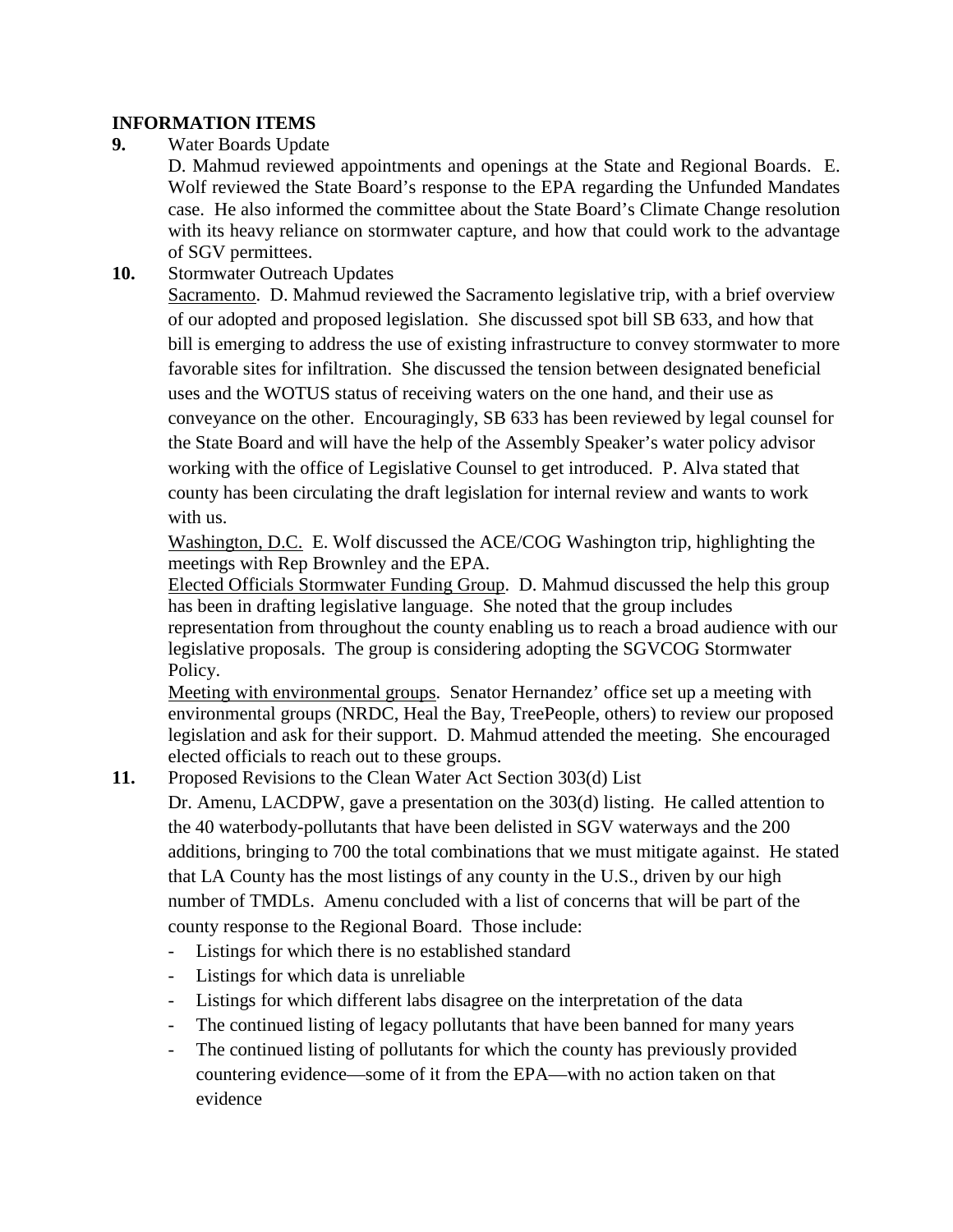**INFORMATION ITEMS**

**9.** Water Boards Update

D. Mahmud reviewed appointments and openings at the State and Regional Boards. E. Wolf reviewed the State Board's response to the EPA regarding the Unfunded Mandates case. He also informed the committee about the State Board's Climate Change resolution with its heavy reliance on stormwater capture, and how that could work to the advantage of SGV permittees.

**10.** Stormwater Outreach Updates

Sacramento. D. Mahmud reviewed the Sacramento legislative trip, with a brief overview of our adopted and proposed legislation. She discussed spot bill SB 633, and how that bill is emerging to address the use of existing infrastructure to convey stormwater to more favorable sites for infiltration. She discussed the tension between designated beneficial uses and the WOTUS status of receiving waters on the one hand, and their use as conveyance on the other. Encouragingly, SB 633 has been reviewed by legal counsel for the State Board and will have the help of the Assembly Speaker's water policy advisor working with the office of Legislative Counsel to get introduced. P. Alva stated that county has been circulating the draft legislation for internal review and wants to work with us.

Washington, D.C. E. Wolf discussed the ACE/COG Washington trip, highlighting the meetings with Rep Brownley and the EPA.

Elected Officials Stormwater Funding Group. D. Mahmud discussed the help this group has been in drafting legislative language. She noted that the group includes representation from throughout the county enabling us to reach a broad audience with our legislative proposals. The group is considering adopting the SGVCOG Stormwater Policy.

Meeting with environmental groups. Senator Hernandez' office set up a meeting with environmental groups (NRDC, Heal the Bay, TreePeople, others) to review our proposed legislation and ask for their support. D. Mahmud attended the meeting. She encouraged elected officials to reach out to these groups.

**11.** Proposed Revisions to the Clean Water Act Section 303(d) List

Dr. Amenu, LACDPW, gave a presentation on the 303(d) listing. He called attention to the 40 waterbody-pollutants that have been delisted in SGV waterways and the 200 additions, bringing to 700 the total combinations that we must mitigate against. He stated that LA County has the most listings of any county in the U.S., driven by our high number of TMDLs. Amenu concluded with a list of concerns that will be part of the county response to the Regional Board. Those include:

- Listings for which there is no established standard
- Listings for which data is unreliable
- Listings for which different labs disagree on the interpretation of the data
- The continued listing of legacy pollutants that have been banned for many years
- The continued listing of pollutants for which the county has previously provided countering evidence—some of it from the EPA—with no action taken on that evidence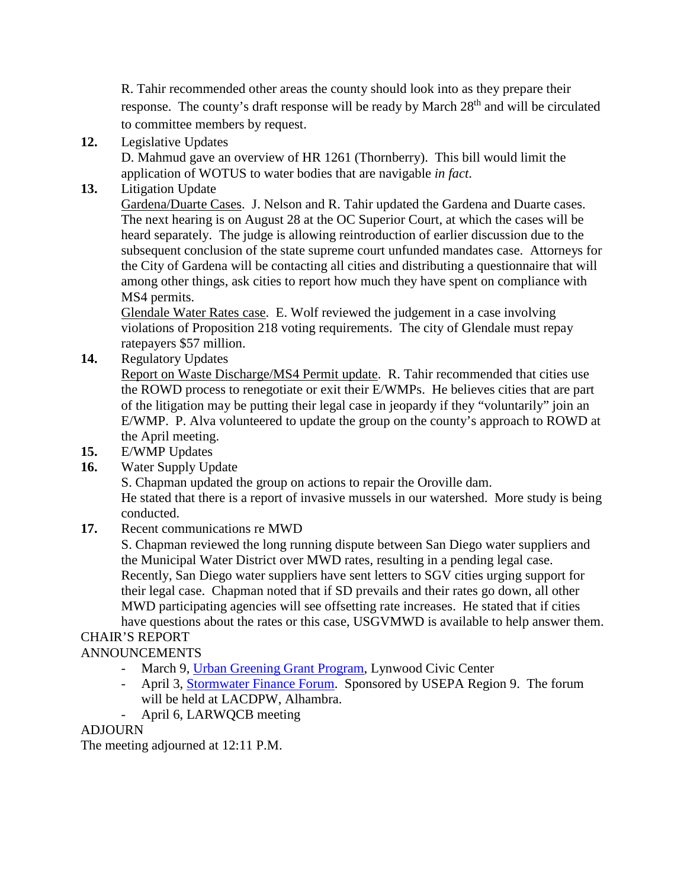R. Tahir recommended other areas the county should look into as they prepare their response. The county's draft response will be ready by March 28th and will be circulated to committee members by request.

**12.** Legislative Updates

D. Mahmud gave an overview of HR 1261 (Thornberry). This bill would limit the application of WOTUS to water bodies that are navigable *in fact*.

**13.** Litigation Update

Gardena/Duarte Cases. J. Nelson and R. Tahir updated the Gardena and Duarte cases. The next hearing is on August 28 at the OC Superior Court, at which the cases will be heard separately. The judge is allowing reintroduction of earlier discussion due to the subsequent conclusion of the state supreme court unfunded mandates case. Attorneys for the City of Gardena will be contacting all cities and distributing a questionnaire that will among other things, ask cities to report how much they have spent on compliance with MS4 permits.

Glendale Water Rates case. E. Wolf reviewed the judgement in a case involving violations of Proposition 218 voting requirements. The city of Glendale must repay ratepayers $57 million.

**14.** Regulatory Updates

Report on Waste Discharge/MS4 Permit update. R. Tahir recommended that cities use the ROWD process to renegotiate or exit their E/WMPs. He believes cities that are part of the litigation may be putting their legal case in jeopardy if they "voluntarily" join an E/WMP. P. Alva volunteered to update the group on the county's approach to ROWD at the April meeting.

**15.** E/WMP Updates

**16.** Water Supply Update

S. Chapman updated the group on actions to repair the Oroville dam.

He stated that there is a report of invasive mussels in our watershed. More study is being conducted.

**17.** Recent communications re MWD

S. Chapman reviewed the long running dispute between San Diego water suppliers and the Municipal Water District over MWD rates, resulting in a pending legal case. Recently, San Diego water suppliers have sent letters to SGV cities urging support for their legal case. Chapman noted that if SD prevails and their rates go down, all other MWD participating agencies will see offsetting rate increases. He stated that if cities have questions about the rates or this case, USGVMWD is available to help answer them.

CHAIR'S REPORT

ANNOUNCEMENTS

- March 9, Urban Greening Grant Program, Lynwood Civic Center
- April 3, Stormwater Finance Forum. Sponsored by USEPA Region 9. The forum will be held at LACDPW, Alhambra.
- April 6, LARWQCB meeting

ADJOURN

The meeting adjourned at 12:11 P.M.